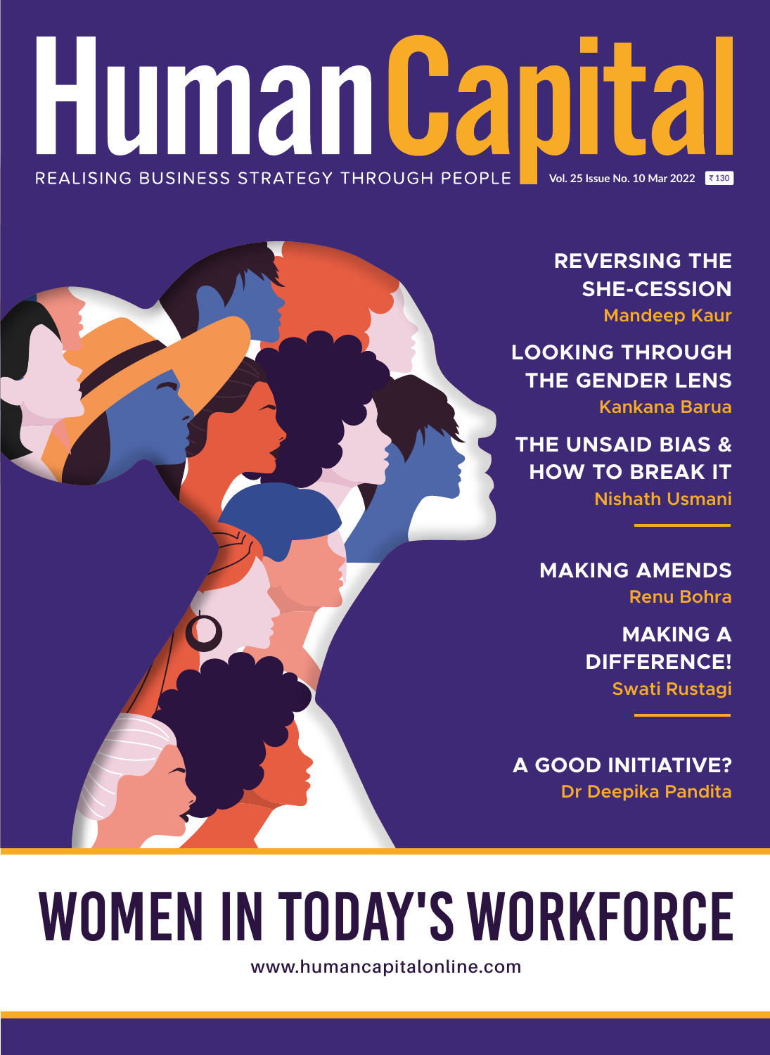# Human Capital

REALISING BUSINESS STRATEGY THROUGH PEOPLE

Vol. 25 Issue No. 10 Mar 2022 ₹ 130

**REVERSING THE SHE-CESSION**
Mandeep Kaur

**LOOKING THROUGH THE GENDER LENS**
Kankana Barua

**THE UNSAID BIAS & HOW TO BREAK IT**
Nishath Usmani

**MAKING AMENDS**
Renu Bohra

**MAKING A DIFFERENCE!**
Swati Rustagi

**A GOOD INITIATIVE?**
Dr Deepika Pandita

# WOMEN IN TODAY'S WORKFORCE

www.humancapitalonline.com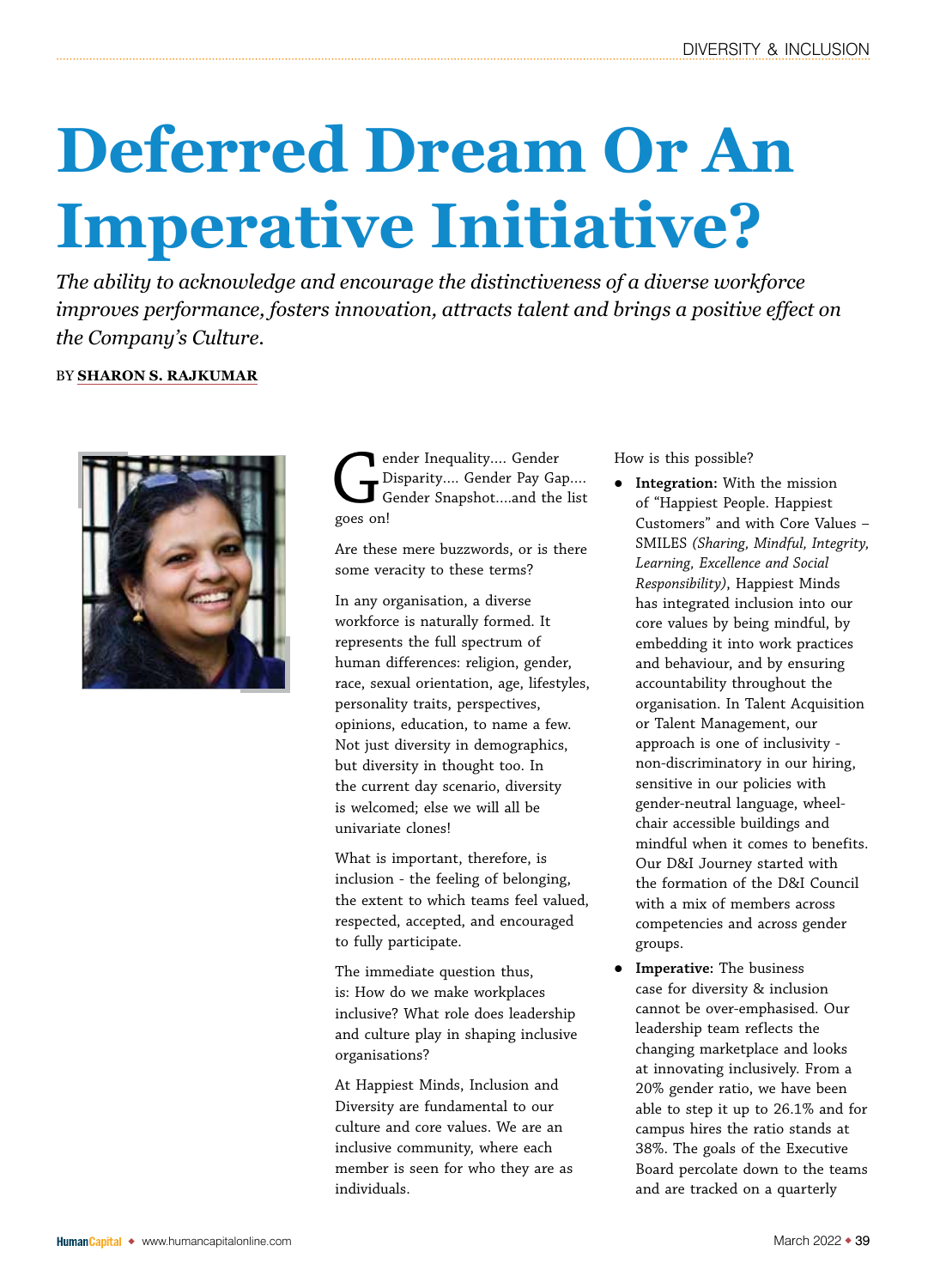# Deferred Dream Or An Imperative Initiative?

*The ability to acknowledge and encourage the distinctiveness of a diverse workforce improves performance, fosters innovation, attracts talent and brings a positive effect on the Company's Culture.*

BY **SHARON S. RAJKUMAR**

Gender Inequality.... Gender Disparity.... Gender Pay Gap.... Gender Snapshot....and the list goes on!

Are these mere buzzwords, or is there some veracity to these terms?

In any organisation, a diverse workforce is naturally formed. It represents the full spectrum of human differences: religion, gender, race, sexual orientation, age, lifestyles, personality traits, perspectives, opinions, education, to name a few. Not just diversity in demographics, but diversity in thought too. In the current day scenario, diversity is welcomed; else we will all be univariate clones!

What is important, therefore, is inclusion - the feeling of belonging, the extent to which teams feel valued, respected, accepted, and encouraged to fully participate.

The immediate question thus, is: How do we make workplaces inclusive? What role does leadership and culture play in shaping inclusive organisations?

At Happiest Minds, Inclusion and Diversity are fundamental to our culture and core values. We are an inclusive community, where each member is seen for who they are as individuals.

How is this possible?

- **Integration:** With the mission of "Happiest People. Happiest Customers" and with Core Values – SMILES *(Sharing, Mindful, Integrity, Learning, Excellence and Social Responsibility)*, Happiest Minds has integrated inclusion into our core values by being mindful, by embedding it into work practices and behaviour, and by ensuring accountability throughout the organisation. In Talent Acquisition or Talent Management, our approach is one of inclusivity - non-discriminatory in our hiring, sensitive in our policies with gender-neutral language, wheel-chair accessible buildings and mindful when it comes to benefits. Our D&I Journey started with the formation of the D&I Council with a mix of members across competencies and across gender groups.
- **Imperative:** The business case for diversity & inclusion cannot be over-emphasised. Our leadership team reflects the changing marketplace and looks at innovating inclusively. From a 20% gender ratio, we have been able to step it up to 26.1% and for campus hires the ratio stands at 38%. The goals of the Executive Board percolate down to the teams and are tracked on a quarterly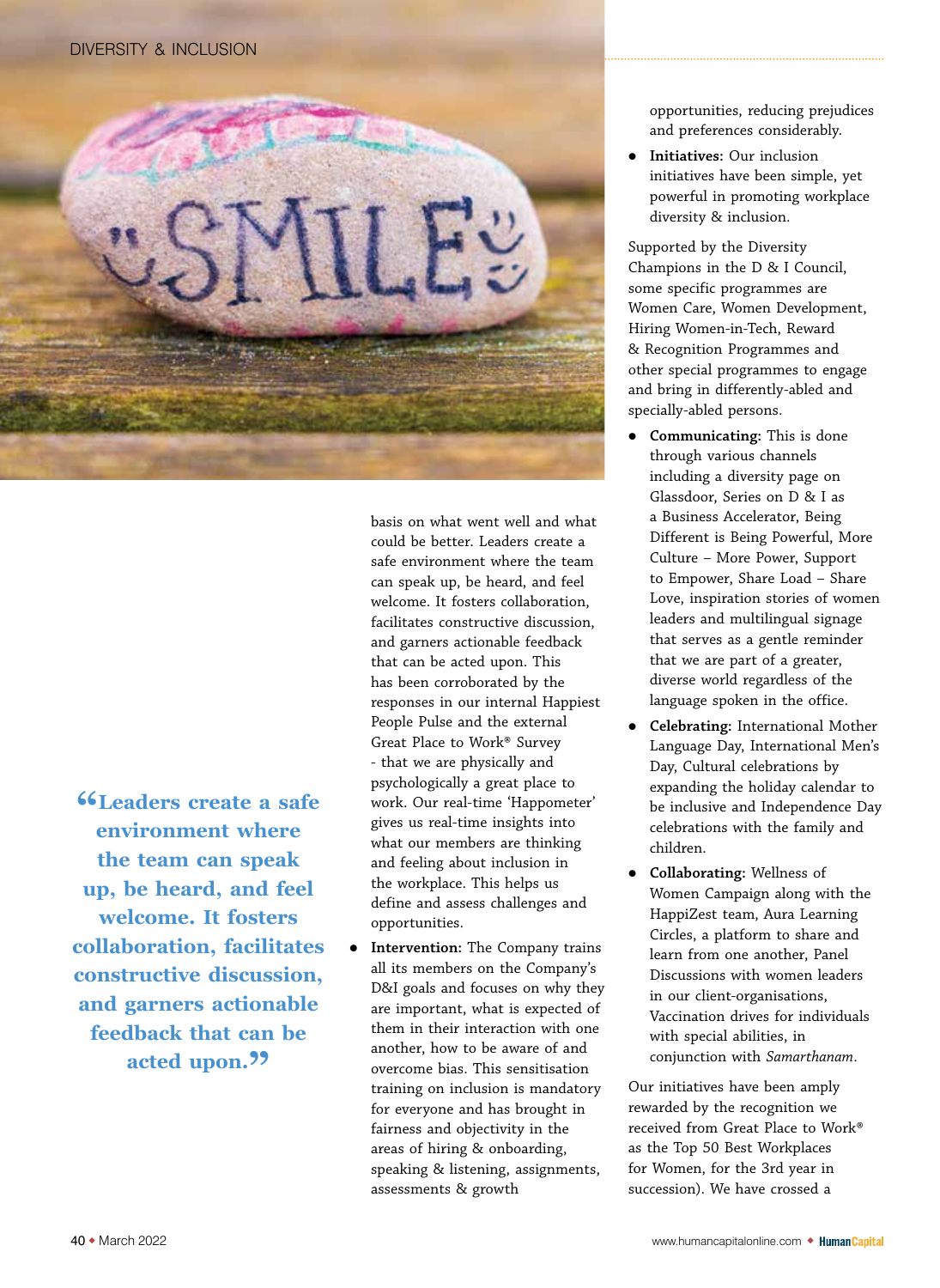basis on what went well and what could be better. Leaders create a safe environment where the team can speak up, be heard, and feel welcome. It fosters collaboration, facilitates constructive discussion, and garners actionable feedback that can be acted upon. This has been corroborated by the responses in our internal Happiest People Pulse and the external Great Place to Work® Survey - that we are physically and psychologically a great place to work. Our real-time 'Happometer' gives us real-time insights into what our members are thinking and feeling about inclusion in the workplace. This helps us define and assess challenges and opportunities.

> **"Leaders create a safe environment where the team can speak up, be heard, and feel welcome. It fosters collaboration, facilitates constructive discussion, and garners actionable feedback that can be acted upon."**

- **Intervention:** The Company trains all its members on the Company's D&I goals and focuses on why they are important, what is expected of them in their interaction with one another, how to be aware of and overcome bias. This sensitisation training on inclusion is mandatory for everyone and has brought in fairness and objectivity in the areas of hiring & onboarding, speaking & listening, assignments, assessments & growth opportunities, reducing prejudices and preferences considerably.
- **Initiatives:** Our inclusion initiatives have been simple, yet powerful in promoting workplace diversity & inclusion.

Supported by the Diversity Champions in the D & I Council, some specific programmes are Women Care, Women Development, Hiring Women-in-Tech, Reward & Recognition Programmes and other special programmes to engage and bring in differently-abled and specially-abled persons.

- **Communicating:** This is done through various channels including a diversity page on Glassdoor, Series on D & I as a Business Accelerator, Being Different is Being Powerful, More Culture – More Power, Support to Empower, Share Load – Share Love, inspiration stories of women leaders and multilingual signage that serves as a gentle reminder that we are part of a greater, diverse world regardless of the language spoken in the office.
- **Celebrating:** International Mother Language Day, International Men's Day, Cultural celebrations by expanding the holiday calendar to be inclusive and Independence Day celebrations with the family and children.
- **Collaborating:** Wellness of Women Campaign along with the HappiZest team, Aura Learning Circles, a platform to share and learn from one another, Panel Discussions with women leaders in our client-organisations, Vaccination drives for individuals with special abilities, in conjunction with *Samarthanam*.

Our initiatives have been amply rewarded by the recognition we received from Great Place to Work® as the Top 50 Best Workplaces for Women, for the 3rd year in succession). We have crossed a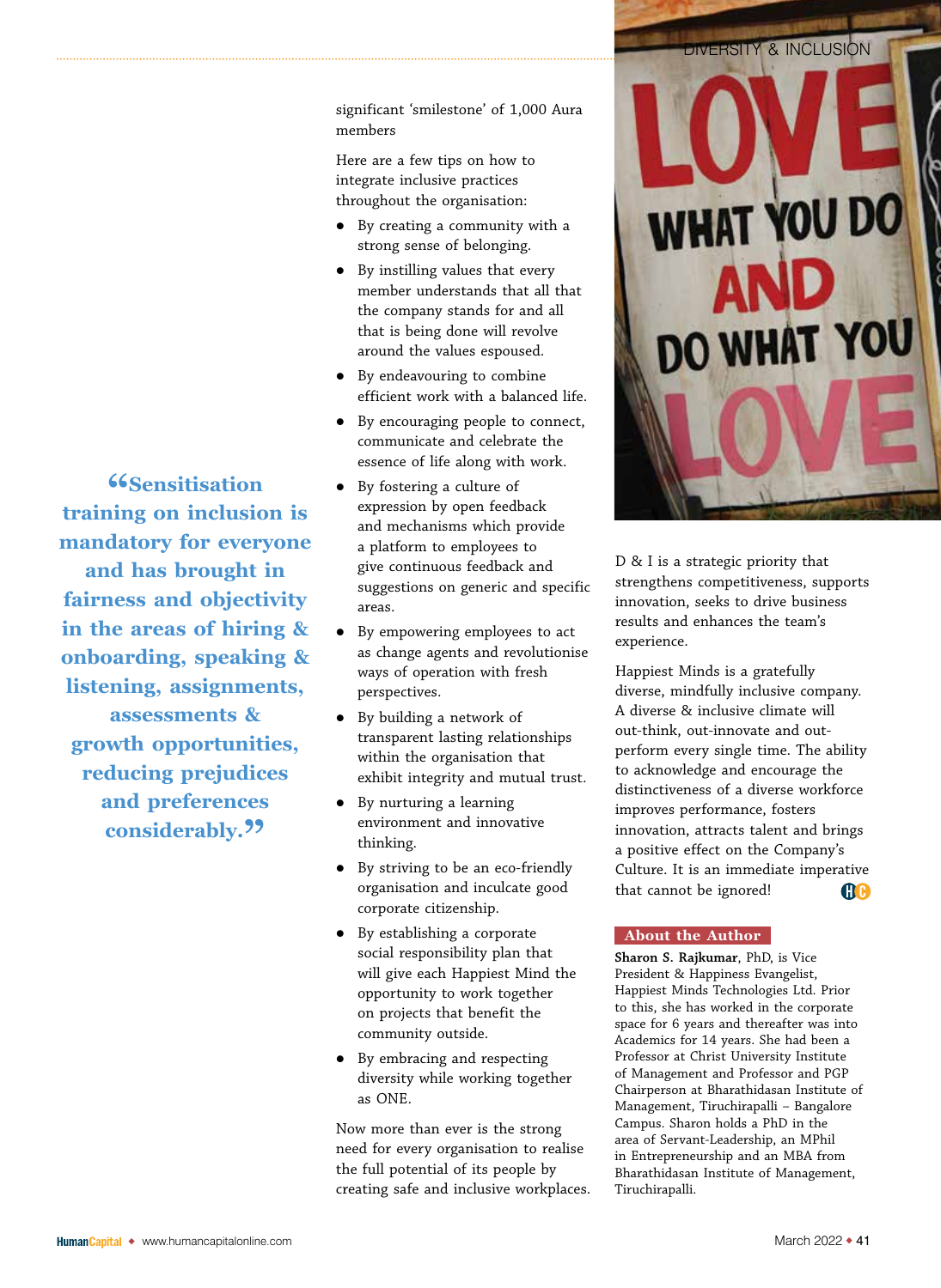significant 'smilestone' of 1,000 Aura members

Here are a few tips on how to integrate inclusive practices throughout the organisation:

- By creating a community with a strong sense of belonging.
- By instilling values that every member understands that all that the company stands for and all that is being done will revolve around the values espoused.
- By endeavouring to combine efficient work with a balanced life.
- By encouraging people to connect, communicate and celebrate the essence of life along with work.
- By fostering a culture of expression by open feedback and mechanisms which provide a platform to employees to give continuous feedback and suggestions on generic and specific areas.
- By empowering employees to act as change agents and revolutionise ways of operation with fresh perspectives.
- By building a network of transparent lasting relationships within the organisation that exhibit integrity and mutual trust.
- By nurturing a learning environment and innovative thinking.
- By striving to be an eco-friendly organisation and inculcate good corporate citizenship.
- By establishing a corporate social responsibility plan that will give each Happiest Mind the opportunity to work together on projects that benefit the community outside.
- By embracing and respecting diversity while working together as ONE.

> **"Sensitisation training on inclusion is mandatory for everyone and has brought in fairness and objectivity in the areas of hiring & onboarding, speaking & listening, assignments, assessments & growth opportunities, reducing prejudices and preferences considerably."**

Now more than ever is the strong need for every organisation to realise the full potential of its people by creating safe and inclusive workplaces.

D & I is a strategic priority that strengthens competitiveness, supports innovation, seeks to drive business results and enhances the team's experience.

Happiest Minds is a gratefully diverse, mindfully inclusive company. A diverse & inclusive climate will out-think, out-innovate and out-perform every single time. The ability to acknowledge and encourage the distinctiveness of a diverse workforce improves performance, fosters innovation, attracts talent and brings a positive effect on the Company's Culture. It is an immediate imperative that cannot be ignored!

### About the Author

**Sharon S. Rajkumar**, PhD, is Vice President & Happiness Evangelist, Happiest Minds Technologies Ltd. Prior to this, she has worked in the corporate space for 6 years and thereafter was into Academics for 14 years. She had been a Professor at Christ University Institute of Management and Professor and PGP Chairperson at Bharathidasan Institute of Management, Tiruchirapalli – Bangalore Campus. Sharon holds a PhD in the area of Servant-Leadership, an MPhil in Entrepreneurship and an MBA from Bharathidasan Institute of Management, Tiruchirapalli.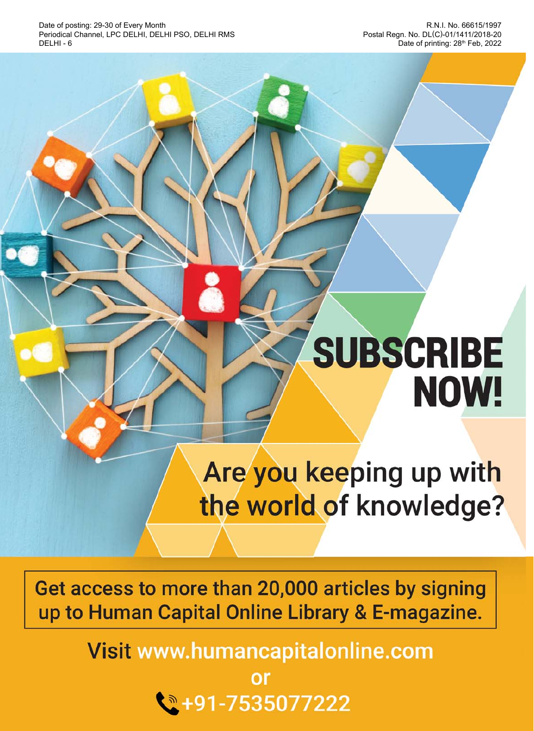Date of posting: 29-30 of Every Month
Periodical Channel, LPC DELHI, DELHI PSO, DELHI RMS
DELHI - 6

R.N.I. No. 66615/1997
Postal Regn. No. DL(C)-01/1411/2018-20
Date of printing: 28th Feb, 2022

# SUBSCRIBE NOW!

## Are you keeping up with the world of knowledge?

Get access to more than 20,000 articles by signing up to Human Capital Online Library & E-magazine.

Visit www.humancapitalonline.com

or

+91-7535077222